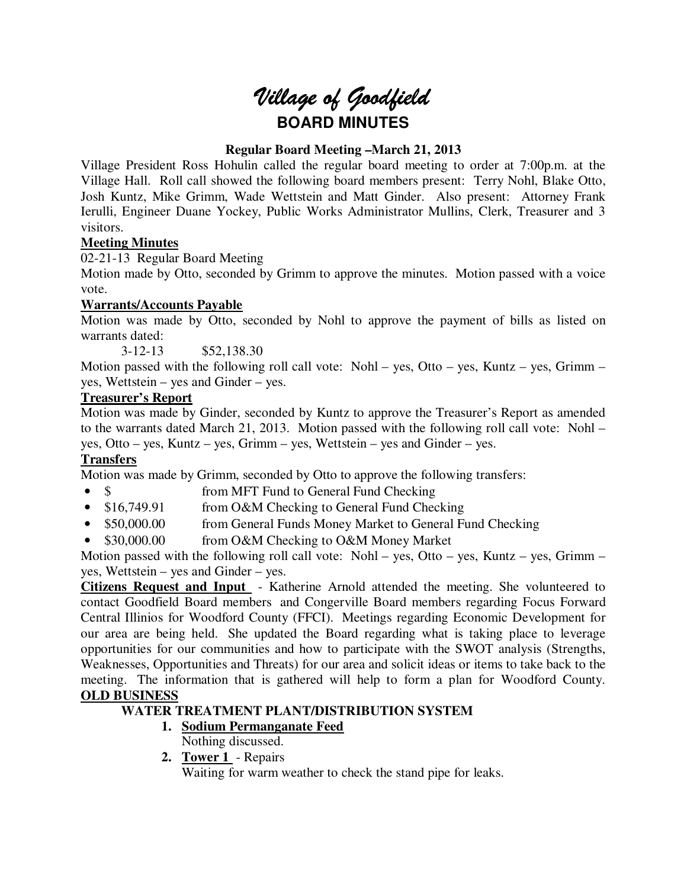# *Village of Goodfield*

## BOARD MINUTES

### Regular Board Meeting –March 21, 2013

Village President Ross Hohulin called the regular board meeting to order at 7:00p.m. at the Village Hall. Roll call showed the following board members present: Terry Nohl, Blake Otto, Josh Kuntz, Mike Grimm, Wade Wettstein and Matt Ginder. Also present: Attorney Frank Ierulli, Engineer Duane Yockey, Public Works Administrator Mullins, Clerk, Treasurer and 3 visitors.

**Meeting Minutes**

02-21-13 Regular Board Meeting

Motion made by Otto, seconded by Grimm to approve the minutes. Motion passed with a voice vote.

**Warrants/Accounts Payable**

Motion was made by Otto, seconded by Nohl to approve the payment of bills as listed on warrants dated:

3-12-13 $52,138.30

Motion passed with the following roll call vote: Nohl – yes, Otto – yes, Kuntz – yes, Grimm – yes, Wettstein – yes and Ginder – yes.

**Treasurer's Report**

Motion was made by Ginder, seconded by Kuntz to approve the Treasurer's Report as amended to the warrants dated March 21, 2013. Motion passed with the following roll call vote: Nohl – yes, Otto – yes, Kuntz – yes, Grimm – yes, Wettstein – yes and Ginder – yes.

**Transfers**

Motion was made by Grimm, seconded by Otto to approve the following transfers:

- $ from MFT Fund to General Fund Checking
- $16,749.91 from O&M Checking to General Fund Checking
- $50,000.00 from General Funds Money Market to General Fund Checking
- $30,000.00 from O&M Checking to O&M Money Market

Motion passed with the following roll call vote: Nohl – yes, Otto – yes, Kuntz – yes, Grimm – yes, Wettstein – yes and Ginder – yes.

**Citizens Request and Input** - Katherine Arnold attended the meeting. She volunteered to contact Goodfield Board members and Congerville Board members regarding Focus Forward Central Illinios for Woodford County (FFCI). Meetings regarding Economic Development for our area are being held. She updated the Board regarding what is taking place to leverage opportunities for our communities and how to participate with the SWOT analysis (Strengths, Weaknesses, Opportunities and Threats) for our area and solicit ideas or items to take back to the meeting. The information that is gathered will help to form a plan for Woodford County.

**OLD BUSINESS**

**WATER TREATMENT PLANT/DISTRIBUTION SYSTEM**

1. **Sodium Permanganate Feed**
   Nothing discussed.
2. **Tower 1** - Repairs
   Waiting for warm weather to check the stand pipe for leaks.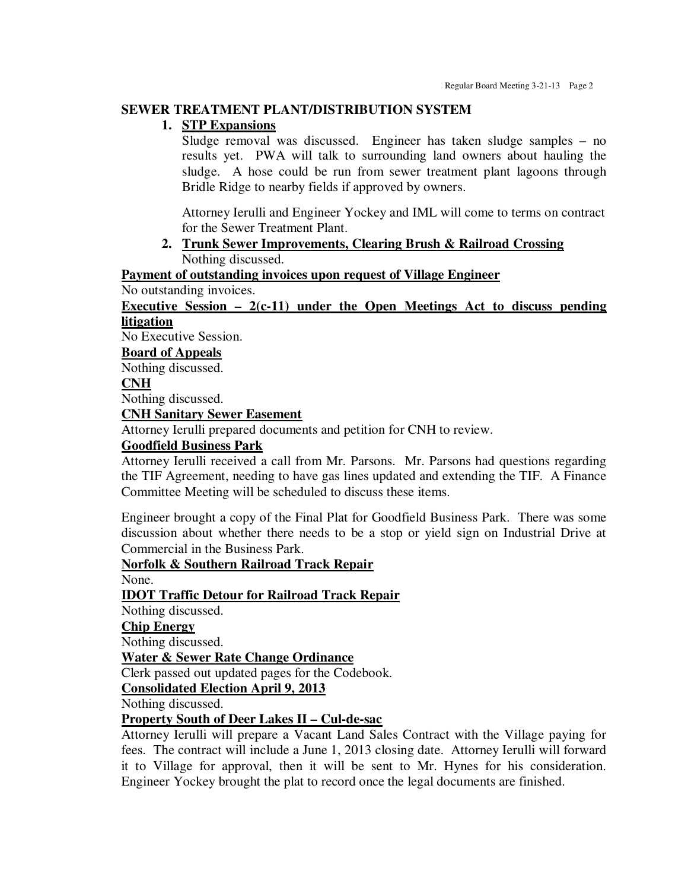## SEWER TREATMENT PLANT/DISTRIBUTION SYSTEM

1. **STP Expansions**

   Sludge removal was discussed. Engineer has taken sludge samples – no results yet. PWA will talk to surrounding land owners about hauling the sludge. A hose could be run from sewer treatment plant lagoons through Bridle Ridge to nearby fields if approved by owners.

   Attorney Ierulli and Engineer Yockey and IML will come to terms on contract for the Sewer Treatment Plant.

2. **Trunk Sewer Improvements, Clearing Brush & Railroad Crossing**

   Nothing discussed.

**Payment of outstanding invoices upon request of Village Engineer**

No outstanding invoices.

**Executive Session – 2(c-11) under the Open Meetings Act to discuss pending litigation**

No Executive Session.

**Board of Appeals**

Nothing discussed.

**CNH**

Nothing discussed.

**CNH Sanitary Sewer Easement**

Attorney Ierulli prepared documents and petition for CNH to review.

**Goodfield Business Park**

Attorney Ierulli received a call from Mr. Parsons. Mr. Parsons had questions regarding the TIF Agreement, needing to have gas lines updated and extending the TIF. A Finance Committee Meeting will be scheduled to discuss these items.

Engineer brought a copy of the Final Plat for Goodfield Business Park. There was some discussion about whether there needs to be a stop or yield sign on Industrial Drive at Commercial in the Business Park.

**Norfolk & Southern Railroad Track Repair**

None.

**IDOT Traffic Detour for Railroad Track Repair**

Nothing discussed.

**Chip Energy**

Nothing discussed.

**Water & Sewer Rate Change Ordinance**

Clerk passed out updated pages for the Codebook.

**Consolidated Election April 9, 2013**

Nothing discussed.

**Property South of Deer Lakes II – Cul-de-sac**

Attorney Ierulli will prepare a Vacant Land Sales Contract with the Village paying for fees. The contract will include a June 1, 2013 closing date. Attorney Ierulli will forward it to Village for approval, then it will be sent to Mr. Hynes for his consideration. Engineer Yockey brought the plat to record once the legal documents are finished.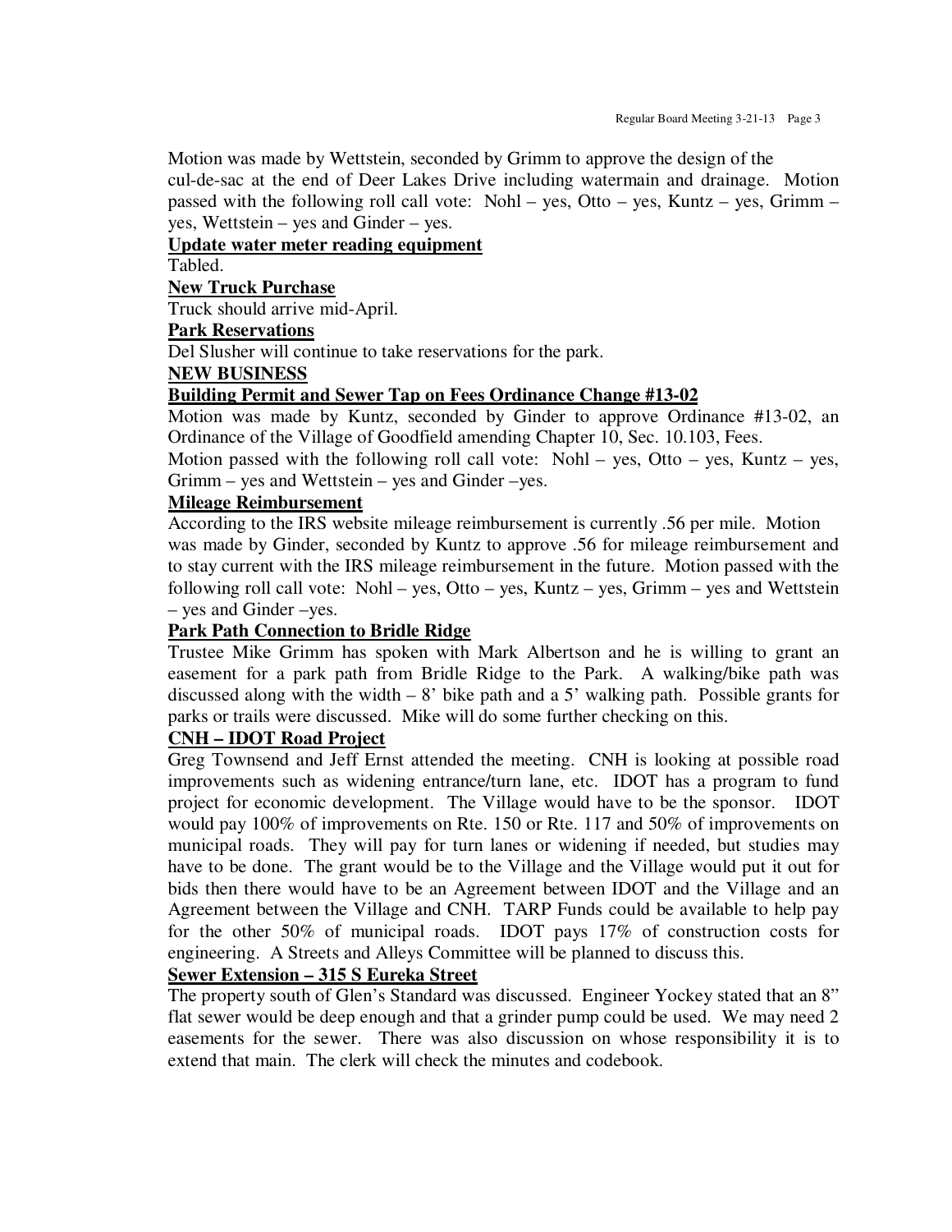Motion was made by Wettstein, seconded by Grimm to approve the design of the cul-de-sac at the end of Deer Lakes Drive including watermain and drainage. Motion passed with the following roll call vote: Nohl – yes, Otto – yes, Kuntz – yes, Grimm – yes, Wettstein – yes and Ginder – yes.

**Update water meter reading equipment**

Tabled.

**New Truck Purchase**

Truck should arrive mid-April.

**Park Reservations**

Del Slusher will continue to take reservations for the park.

**NEW BUSINESS**

**Building Permit and Sewer Tap on Fees Ordinance Change #13-02**

Motion was made by Kuntz, seconded by Ginder to approve Ordinance #13-02, an Ordinance of the Village of Goodfield amending Chapter 10, Sec. 10.103, Fees.

Motion passed with the following roll call vote: Nohl – yes, Otto – yes, Kuntz – yes, Grimm – yes and Wettstein – yes and Ginder –yes.

**Mileage Reimbursement**

According to the IRS website mileage reimbursement is currently .56 per mile. Motion was made by Ginder, seconded by Kuntz to approve .56 for mileage reimbursement and to stay current with the IRS mileage reimbursement in the future. Motion passed with the following roll call vote: Nohl – yes, Otto – yes, Kuntz – yes, Grimm – yes and Wettstein – yes and Ginder –yes.

**Park Path Connection to Bridle Ridge**

Trustee Mike Grimm has spoken with Mark Albertson and he is willing to grant an easement for a park path from Bridle Ridge to the Park. A walking/bike path was discussed along with the width – 8' bike path and a 5' walking path. Possible grants for parks or trails were discussed. Mike will do some further checking on this.

**CNH – IDOT Road Project**

Greg Townsend and Jeff Ernst attended the meeting. CNH is looking at possible road improvements such as widening entrance/turn lane, etc. IDOT has a program to fund project for economic development. The Village would have to be the sponsor. IDOT would pay 100% of improvements on Rte. 150 or Rte. 117 and 50% of improvements on municipal roads. They will pay for turn lanes or widening if needed, but studies may have to be done. The grant would be to the Village and the Village would put it out for bids then there would have to be an Agreement between IDOT and the Village and an Agreement between the Village and CNH. TARP Funds could be available to help pay for the other 50% of municipal roads. IDOT pays 17% of construction costs for engineering. A Streets and Alleys Committee will be planned to discuss this.

**Sewer Extension – 315 S Eureka Street**

The property south of Glen's Standard was discussed. Engineer Yockey stated that an 8" flat sewer would be deep enough and that a grinder pump could be used. We may need 2 easements for the sewer. There was also discussion on whose responsibility it is to extend that main. The clerk will check the minutes and codebook.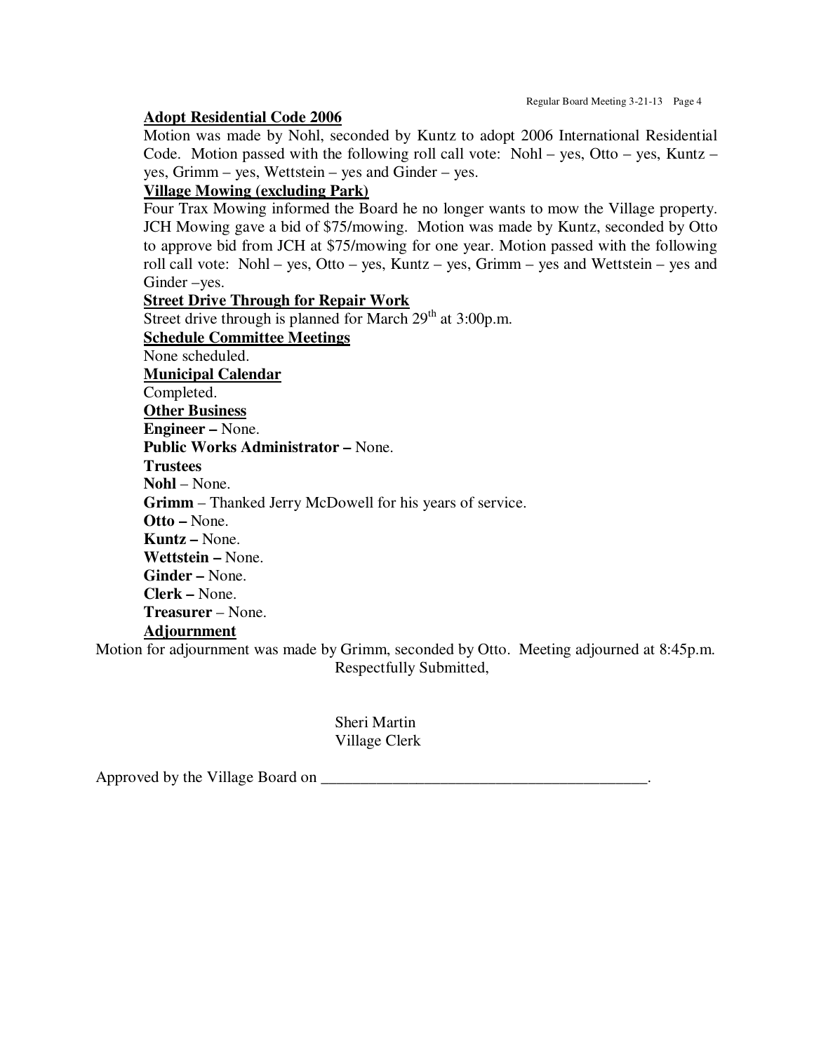**Adopt Residential Code 2006**

Motion was made by Nohl, seconded by Kuntz to adopt 2006 International Residential Code. Motion passed with the following roll call vote: Nohl – yes, Otto – yes, Kuntz – yes, Grimm – yes, Wettstein – yes and Ginder – yes.

**Village Mowing (excluding Park)**

Four Trax Mowing informed the Board he no longer wants to mow the Village property. JCH Mowing gave a bid of $75/mowing. Motion was made by Kuntz, seconded by Otto to approve bid from JCH at $75/mowing for one year. Motion passed with the following roll call vote: Nohl – yes, Otto – yes, Kuntz – yes, Grimm – yes and Wettstein – yes and Ginder –yes.

**Street Drive Through for Repair Work**

Street drive through is planned for March 29th at 3:00p.m.

**Schedule Committee Meetings**

None scheduled.

**Municipal Calendar**

Completed.

**Other Business**

**Engineer –** None.

**Public Works Administrator –** None.

**Trustees**

**Nohl** – None.

**Grimm** – Thanked Jerry McDowell for his years of service.

**Otto –** None.

**Kuntz –** None.

**Wettstein –** None.

**Ginder –** None.

**Clerk –** None.

**Treasurer** – None.

**Adjournment**

Motion for adjournment was made by Grimm, seconded by Otto. Meeting adjourned at 8:45p.m.

Respectfully Submitted,

Sheri Martin
Village Clerk

Approved by the Village Board on \_\_\_\_\_\_\_\_\_\_\_\_\_\_\_\_\_\_\_\_\_\_\_\_\_\_\_\_\_\_\_\_\_\_\_\_\_\_\_\_\_\_.